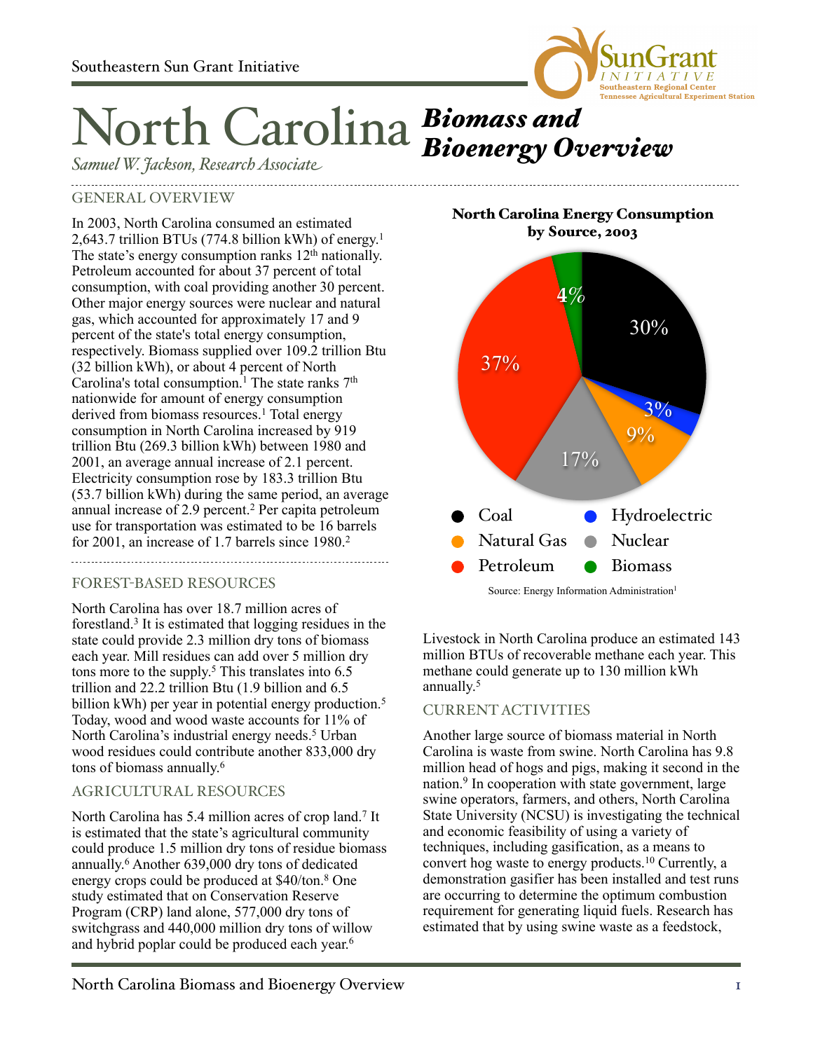Southeastern Sun Grant Initiative

SunGrant INITIATIVE
Southeastern Regional Center
Tennessee Agricultural Experiment Station

# North Carolina *Biomass and Bioenergy Overview*

*Samuel W. Jackson, Research Associate*

## GENERAL OVERVIEW

In 2003, North Carolina consumed an estimated 2,643.7 trillion BTUs (774.8 billion kWh) of energy.[1] The state's energy consumption ranks 12th nationally. Petroleum accounted for about 37 percent of total consumption, with coal providing another 30 percent. Other major energy sources were nuclear and natural gas, which accounted for approximately 17 and 9 percent of the state's total energy consumption, respectively. Biomass supplied over 109.2 trillion Btu (32 billion kWh), or about 4 percent of North Carolina's total consumption.[1] The state ranks 7th nationwide for amount of energy consumption derived from biomass resources.[1] Total energy consumption in North Carolina increased by 919 trillion Btu (269.3 billion kWh) between 1980 and 2001, an average annual increase of 2.1 percent. Electricity consumption rose by 183.3 trillion Btu (53.7 billion kWh) during the same period, an average annual increase of 2.9 percent.[2] Per capita petroleum use for transportation was estimated to be 16 barrels for 2001, an increase of 1.7 barrels since 1980.[2]

**North Carolina Energy Consumption by Source, 2003**

30%
3%
9%
17%
37%
4%

Coal
Hydroelectric
Natural Gas
Nuclear
Petroleum
Biomass

Source: Energy Information Administration[1]

## FOREST-BASED RESOURCES

North Carolina has over 18.7 million acres of forestland.[3] It is estimated that logging residues in the state could provide 2.3 million dry tons of biomass each year. Mill residues can add over 5 million dry tons more to the supply.[5] This translates into 6.5 trillion and 22.2 trillion Btu (1.9 billion and 6.5 billion kWh) per year in potential energy production.[5] Today, wood and wood waste accounts for 11% of North Carolina's industrial energy needs.[5] Urban wood residues could contribute another 833,000 dry tons of biomass annually.[6]

## AGRICULTURAL RESOURCES

North Carolina has 5.4 million acres of crop land.[7] It is estimated that the state's agricultural community could produce 1.5 million dry tons of residue biomass annually.[6] Another 639,000 dry tons of dedicated energy crops could be produced at $40/ton.[8] One study estimated that on Conservation Reserve Program (CRP) land alone, 577,000 dry tons of switchgrass and 440,000 million dry tons of willow and hybrid poplar could be produced each year.[6]

Livestock in North Carolina produce an estimated 143 million BTUs of recoverable methane each year. This methane could generate up to 130 million kWh annually.[5]

## CURRENT ACTIVITIES

Another large source of biomass material in North Carolina is waste from swine. North Carolina has 9.8 million head of hogs and pigs, making it second in the nation.[9] In cooperation with state government, large swine operators, farmers, and others, North Carolina State University (NCSU) is investigating the technical and economic feasibility of using a variety of techniques, including gasification, as a means to convert hog waste to energy products.[10] Currently, a demonstration gasifier has been installed and test runs are occurring to determine the optimum combustion requirement for generating liquid fuels. Research has estimated that by using swine waste as a feedstock,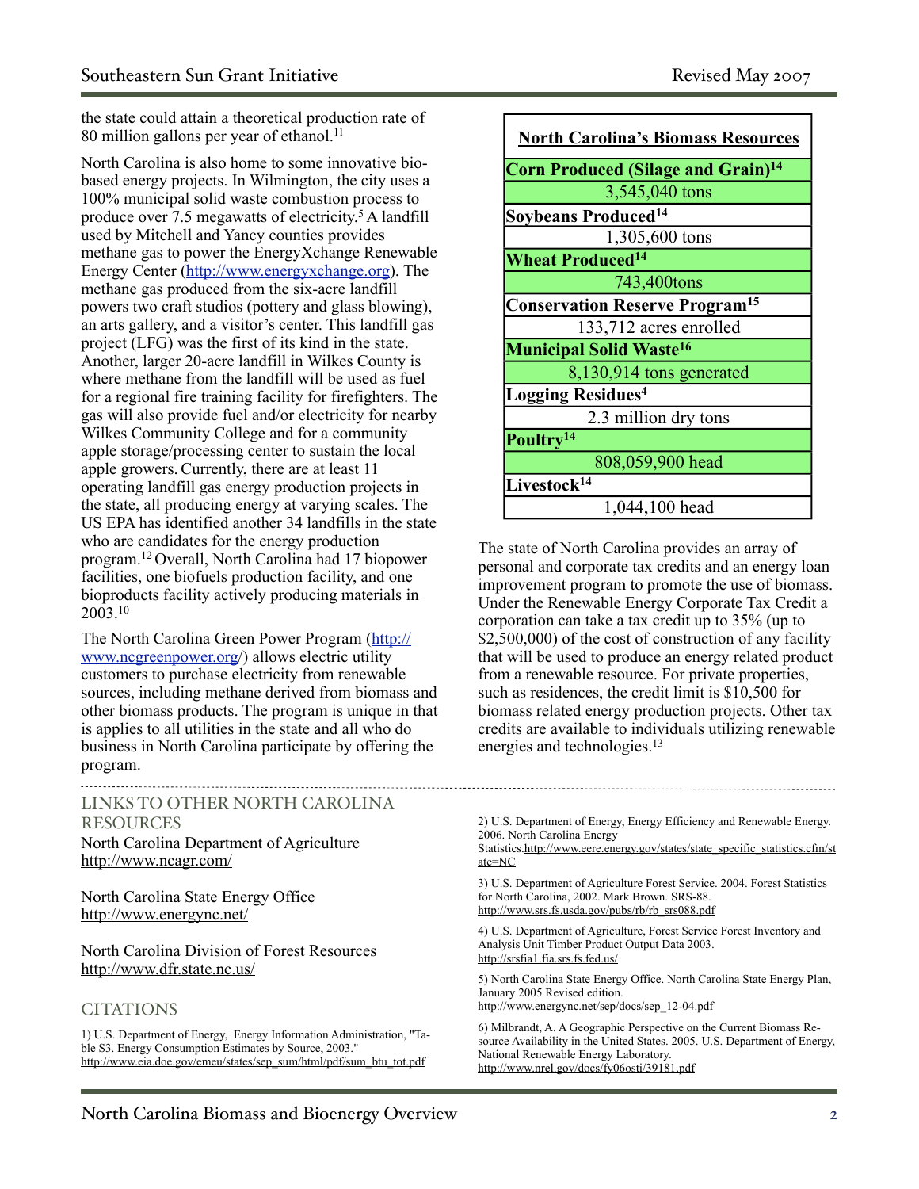the state could attain a theoretical production rate of 80 million gallons per year of ethanol.[11]

North Carolina is also home to some innovative bio-based energy projects. In Wilmington, the city uses a 100% municipal solid waste combustion process to produce over 7.5 megawatts of electricity.[5] A landfill used by Mitchell and Yancy counties provides methane gas to power the EnergyXchange Renewable Energy Center (http://www.energyxchange.org). The methane gas produced from the six-acre landfill powers two craft studios (pottery and glass blowing), an arts gallery, and a visitor's center. This landfill gas project (LFG) was the first of its kind in the state. Another, larger 20-acre landfill in Wilkes County is where methane from the landfill will be used as fuel for a regional fire training facility for firefighters. The gas will also provide fuel and/or electricity for nearby Wilkes Community College and for a community apple storage/processing center to sustain the local apple growers. Currently, there are at least 11 operating landfill gas energy production projects in the state, all producing energy at varying scales. The US EPA has identified another 34 landfills in the state who are candidates for the energy production program.[12] Overall, North Carolina had 17 biopower facilities, one biofuels production facility, and one bioproducts facility actively producing materials in 2003.[10]

The North Carolina Green Power Program (http://www.ncgreenpower.org/) allows electric utility customers to purchase electricity from renewable sources, including methane derived from biomass and other biomass products. The program is unique in that is applies to all utilities in the state and all who do business in North Carolina participate by offering the program.

| North Carolina's Biomass Resources |
|---|
| **Corn Produced (Silage and Grain)[14]** |
| 3,545,040 tons |
| **Soybeans Produced[14]** |
| 1,305,600 tons |
| **Wheat Produced[14]** |
| 743,400tons |
| **Conservation Reserve Program[15]** |
| 133,712 acres enrolled |
| **Municipal Solid Waste[16]** |
| 8,130,914 tons generated |
| **Logging Residues[4]** |
| 2.3 million dry tons |
| **Poultry[14]** |
| 808,059,900 head |
| **Livestock[14]** |
| 1,044,100 head |

The state of North Carolina provides an array of personal and corporate tax credits and an energy loan improvement program to promote the use of biomass. Under the Renewable Energy Corporate Tax Credit a corporation can take a tax credit up to 35% (up to $2,500,000) of the cost of construction of any facility that will be used to produce an energy related product from a renewable resource. For private properties, such as residences, the credit limit is $10,500 for biomass related energy production projects. Other tax credits are available to individuals utilizing renewable energies and technologies.[13]

## LINKS TO OTHER NORTH CAROLINA RESOURCES

North Carolina Department of Agriculture
http://www.ncagr.com/

North Carolina State Energy Office
http://www.energync.net/

North Carolina Division of Forest Resources
http://www.dfr.state.nc.us/

## CITATIONS

1) U.S. Department of Energy, Energy Information Administration, "Table S3. Energy Consumption Estimates by Source, 2003." http://www.eia.doe.gov/emeu/states/sep_sum/html/pdf/sum_btu_tot.pdf

2) U.S. Department of Energy, Energy Efficiency and Renewable Energy. 2006. North Carolina Energy Statistics.http://www.eere.energy.gov/states/state_specific_statistics.cfm/state=NC

3) U.S. Department of Agriculture Forest Service. 2004. Forest Statistics for North Carolina, 2002. Mark Brown. SRS-88. http://www.srs.fs.usda.gov/pubs/rb/rb_srs088.pdf

4) U.S. Department of Agriculture, Forest Service Forest Inventory and Analysis Unit Timber Product Output Data 2003. http://srsfia1.fia.srs.fs.fed.us/

5) North Carolina State Energy Office. North Carolina State Energy Plan, January 2005 Revised edition. http://www.energync.net/sep/docs/sep_12-04.pdf

6) Milbrandt, A. A Geographic Perspective on the Current Biomass Resource Availability in the United States. 2005. U.S. Department of Energy, National Renewable Energy Laboratory. http://www.nrel.gov/docs/fy06osti/39181.pdf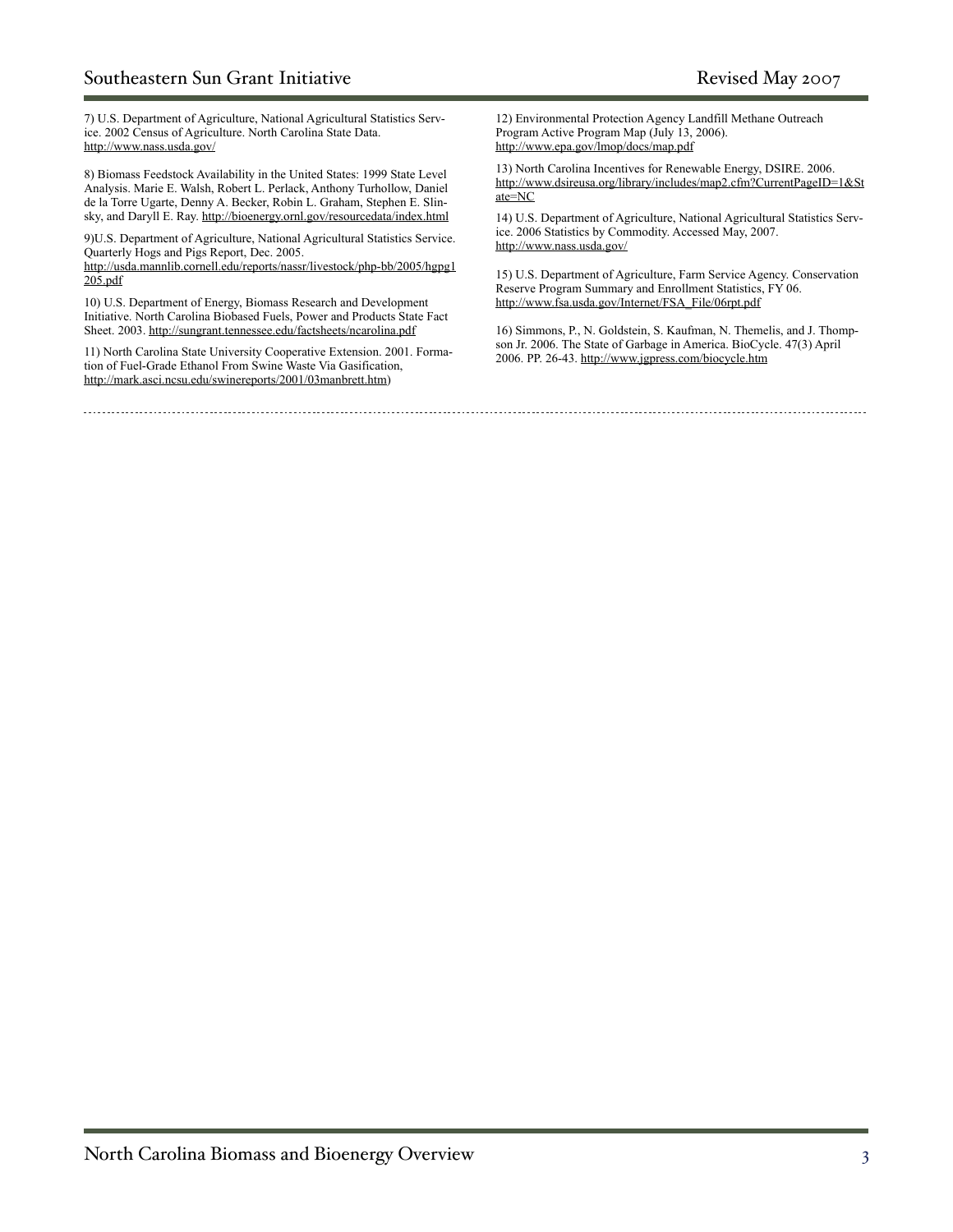7) U.S. Department of Agriculture, National Agricultural Statistics Service. 2002 Census of Agriculture. North Carolina State Data. http://www.nass.usda.gov/

8) Biomass Feedstock Availability in the United States: 1999 State Level Analysis. Marie E. Walsh, Robert L. Perlack, Anthony Turhollow, Daniel de la Torre Ugarte, Denny A. Becker, Robin L. Graham, Stephen E. Slinsky, and Daryll E. Ray. http://bioenergy.ornl.gov/resourcedata/index.html

9)U.S. Department of Agriculture, National Agricultural Statistics Service. Quarterly Hogs and Pigs Report, Dec. 2005. http://usda.mannlib.cornell.edu/reports/nassr/livestock/php-bb/2005/hgpg1205.pdf

10) U.S. Department of Energy, Biomass Research and Development Initiative. North Carolina Biobased Fuels, Power and Products State Fact Sheet. 2003. http://sungrant.tennessee.edu/factsheets/ncarolina.pdf

11) North Carolina State University Cooperative Extension. 2001. Formation of Fuel-Grade Ethanol From Swine Waste Via Gasification, http://mark.asci.ncsu.edu/swinereports/2001/03manbrett.htm)

12) Environmental Protection Agency Landfill Methane Outreach Program Active Program Map (July 13, 2006). http://www.epa.gov/lmop/docs/map.pdf

13) North Carolina Incentives for Renewable Energy, DSIRE. 2006. http://www.dsireusa.org/library/includes/map2.cfm?CurrentPageID=1&State=NC

14) U.S. Department of Agriculture, National Agricultural Statistics Service. 2006 Statistics by Commodity. Accessed May, 2007. http://www.nass.usda.gov/

15) U.S. Department of Agriculture, Farm Service Agency. Conservation Reserve Program Summary and Enrollment Statistics, FY 06. http://www.fsa.usda.gov/Internet/FSA_File/06rpt.pdf

16) Simmons, P., N. Goldstein, S. Kaufman, N. Themelis, and J. Thompson Jr. 2006. The State of Garbage in America. BioCycle. 47(3) April 2006. PP. 26-43. http://www.jgpress.com/biocycle.htm